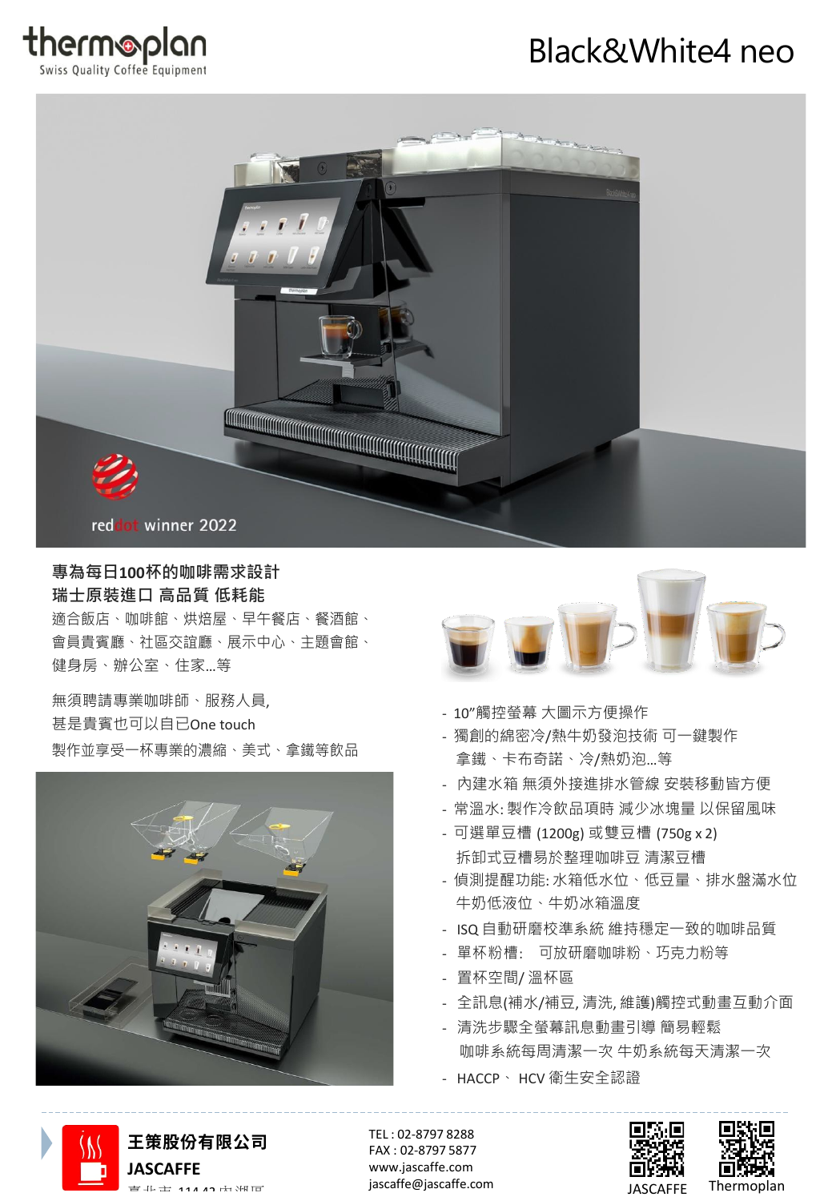thermoplan
Swiss Quality Coffee Equipment

# Black&White4 neo

reddot winner 2022

**專為每日100杯的咖啡需求設計**
**瑞士原裝進口 高品質 低耗能**

適合飯店、咖啡館、烘焙屋、早午餐店、餐酒館、會員貴賓廳、社區交誼廳、展示中心、主題會館、健身房、辦公室、住家...等

無須聘請專業咖啡師、服務人員,
甚是貴賓也可以自己One touch
製作並享受一杯專業的濃縮、美式、拿鐵等飲品

- 10"觸控螢幕 大圖示方便操作
- 獨創的綿密冷/熱牛奶發泡技術 可一鍵製作
  拿鐵、卡布奇諾、冷/熱奶泡...等
- 內建水箱 無須外接進排水管線 安裝移動皆方便
- 常溫水: 製作冷飲品項時 減少冰塊量 以保留風味
- 可選單豆槽 (1200g) 或雙豆槽 (750g x 2)
  拆卸式豆槽易於整理咖啡豆 清潔豆槽
- 偵測提醒功能: 水箱低水位、低豆量、排水盤滿水位
  牛奶低液位、牛奶冰箱溫度
- ISQ 自動研磨校準系統 維持穩定一致的咖啡品質
- 單杯粉槽: 可放研磨咖啡粉、巧克力粉等
- 置杯空間/ 溫杯區
- 全訊息(補水/補豆, 清洗, 維護)觸控式動畫互動介面
- 清洗步驟全螢幕訊息動畫引導 簡易輕鬆
  咖啡系統每周清潔一次 牛奶系統每天清潔一次
- HACCP、 HCV 衛生安全認證

**王策股份有限公司**
**JASCAFFE**

TEL : 02-8797 8288
FAX : 02-8797 5877
www.jascaffe.com
jascaffe@jascaffe.com

JASCAFFE Thermoplan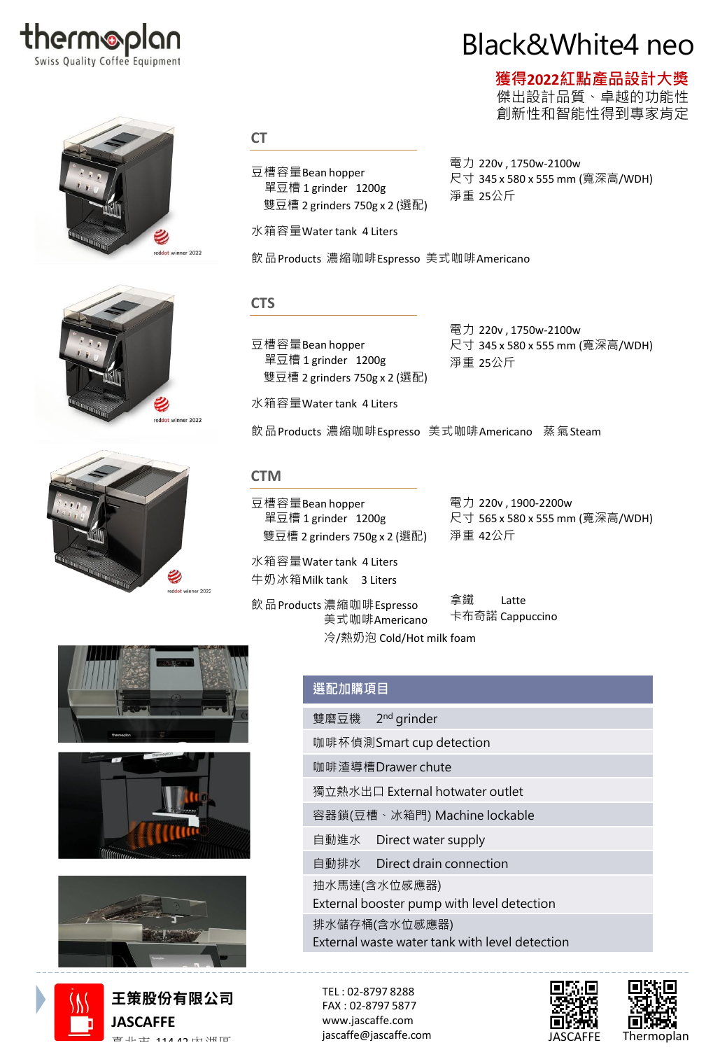thermoplan
Swiss Quality Coffee Equipment

# Black&White4 neo

**獲得2022紅點產品設計大獎**
傑出設計品質、卓越的功能性
創新性和智能性得到專家肯定

## CT

豆槽容量Bean hopper
單豆槽 1 grinder 1200g
雙豆槽 2 grinders 750g x 2 (選配)

電力 220v , 1750w-2100w
尺寸 345 x 580 x 555 mm (寬深高/WDH)
淨重 25公斤

水箱容量Water tank 4 Liters

飲品Products 濃縮咖啡Espresso 美式咖啡Americano

reddot winner 2022

## CTS

豆槽容量Bean hopper
單豆槽 1 grinder 1200g
雙豆槽 2 grinders 750g x 2 (選配)

電力 220v , 1750w-2100w
尺寸 345 x 580 x 555 mm (寬深高/WDH)
淨重 25公斤

水箱容量Water tank 4 Liters

飲品Products 濃縮咖啡Espresso 美式咖啡Americano 蒸氣Steam

reddot winner 2022

## CTM

豆槽容量Bean hopper
單豆槽 1 grinder 1200g
雙豆槽 2 grinders 750g x 2 (選配)

電力 220v , 1900-2200w
尺寸 565 x 580 x 555 mm (寬深高/WDH)
淨重 42公斤

水箱容量Water tank 4 Liters
牛奶冰箱Milk tank 3 Liters

飲品Products 濃縮咖啡Espresso
美式咖啡Americano
冷/熱奶泡 Cold/Hot milk foam
拿鐵 Latte
卡布奇諾 Cappuccino

reddot winner 2022

| 選配加購項目 |
| --- |
| 雙磨豆機 2nd grinder |
| 咖啡杯偵測Smart cup detection |
| 咖啡渣導槽Drawer chute |
| 獨立熱水出口 External hotwater outlet |
| 容器鎖(豆槽、冰箱門) Machine lockable |
| 自動進水 Direct water supply |
| 自動排水 Direct drain connection |
| 抽水馬達(含水位感應器) External booster pump with level detection |
| 排水儲存桶(含水位感應器) External waste water tank with level detection |

**王策股份有限公司**
**JASCAFFE**

TEL : 02-8797 8288
FAX : 02-8797 5877
www.jascaffe.com
jascaffe@jascaffe.com

JASCAFFE Thermoplan